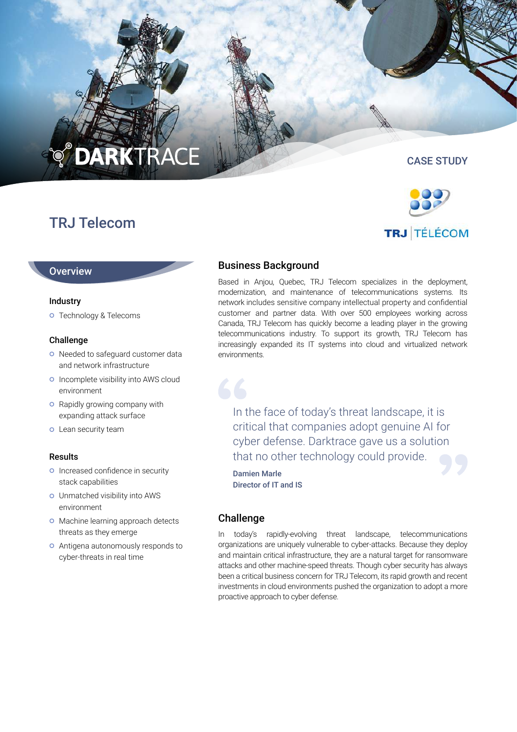DARKTRACE

CASE STUDY

# TRJ Telecom

TRJ | TÉLÉCOM

## Overview

### Industry

- Technology & Telecoms

### Challenge

- Needed to safeguard customer data and network infrastructure
- Incomplete visibility into AWS cloud environment
- Rapidly growing company with expanding attack surface
- Lean security team

### Results

- Increased confidence in security stack capabilities
- Unmatched visibility into AWS environment
- Machine learning approach detects threats as they emerge
- Antigena autonomously responds to cyber-threats in real time

## Business Background

Based in Anjou, Quebec, TRJ Telecom specializes in the deployment, modernization, and maintenance of telecommunications systems. Its network includes sensitive company intellectual property and confidential customer and partner data. With over 500 employees working across Canada, TRJ Telecom has quickly become a leading player in the growing telecommunications industry. To support its growth, TRJ Telecom has increasingly expanded its IT systems into cloud and virtualized network environments.

> In the face of today's threat landscape, it is critical that companies adopt genuine AI for cyber defense. Darktrace gave us a solution that no other technology could provide.
>
> **Damien Marle**
> **Director of IT and IS**

## Challenge

In today's rapidly-evolving threat landscape, telecommunications organizations are uniquely vulnerable to cyber-attacks. Because they deploy and maintain critical infrastructure, they are a natural target for ransomware attacks and other machine-speed threats. Though cyber security has always been a critical business concern for TRJ Telecom, its rapid growth and recent investments in cloud environments pushed the organization to adopt a more proactive approach to cyber defense.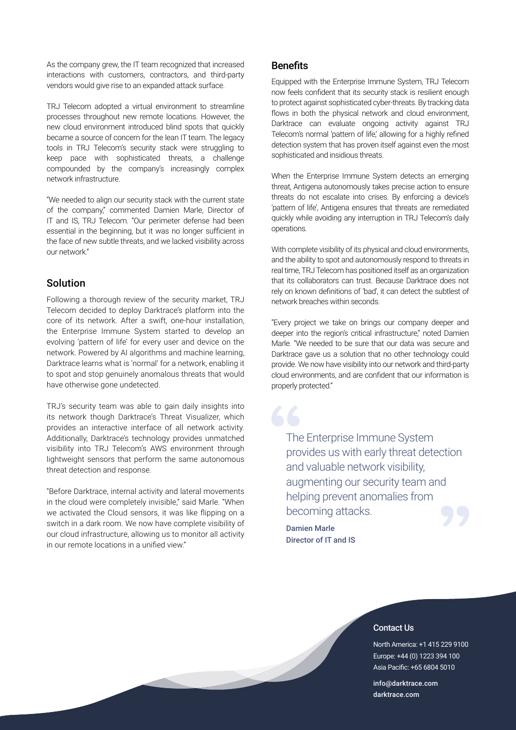As the company grew, the IT team recognized that increased interactions with customers, contractors, and third-party vendors would give rise to an expanded attack surface.

TRJ Telecom adopted a virtual environment to streamline processes throughout new remote locations. However, the new cloud environment introduced blind spots that quickly became a source of concern for the lean IT team. The legacy tools in TRJ Telecom's security stack were struggling to keep pace with sophisticated threats, a challenge compounded by the company's increasingly complex network infrastructure.

"We needed to align our security stack with the current state of the company," commented Damien Marle, Director of IT and IS, TRJ Telecom. "Our perimeter defense had been essential in the beginning, but it was no longer sufficient in the face of new subtle threats, and we lacked visibility across our network."

## Solution

Following a thorough review of the security market, TRJ Telecom decided to deploy Darktrace's platform into the core of its network. After a swift, one-hour installation, the Enterprise Immune System started to develop an evolving 'pattern of life' for every user and device on the network. Powered by AI algorithms and machine learning, Darktrace learns what is 'normal' for a network, enabling it to spot and stop genuinely anomalous threats that would have otherwise gone undetected.

TRJ's security team was able to gain daily insights into its network though Darktrace's Threat Visualizer, which provides an interactive interface of all network activity. Additionally, Darktrace's technology provides unmatched visibility into TRJ Telecom's AWS environment through lightweight sensors that perform the same autonomous threat detection and response.

"Before Darktrace, internal activity and lateral movements in the cloud were completely invisible," said Marle. "When we activated the Cloud sensors, it was like flipping on a switch in a dark room. We now have complete visibility of our cloud infrastructure, allowing us to monitor all activity in our remote locations in a unified view."

## Benefits

Equipped with the Enterprise Immune System, TRJ Telecom now feels confident that its security stack is resilient enough to protect against sophisticated cyber-threats. By tracking data flows in both the physical network and cloud environment, Darktrace can evaluate ongoing activity against TRJ Telecom's normal 'pattern of life,' allowing for a highly refined detection system that has proven itself against even the most sophisticated and insidious threats.

When the Enterprise Immune System detects an emerging threat, Antigena autonomously takes precise action to ensure threats do not escalate into crises. By enforcing a device's 'pattern of life', Antigena ensures that threats are remediated quickly while avoiding any interruption in TRJ Telecom's daily operations.

With complete visibility of its physical and cloud environments, and the ability to spot and autonomously respond to threats in real time, TRJ Telecom has positioned itself as an organization that its collaborators can trust. Because Darktrace does not rely on known definitions of 'bad', it can detect the subtlest of network breaches within seconds.

"Every project we take on brings our company deeper and deeper into the region's critical infrastructure," noted Damien Marle. "We needed to be sure that our data was secure and Darktrace gave us a solution that no other technology could provide. We now have visibility into our network and third-party cloud environments, and are confident that our information is properly protected."

> The Enterprise Immune System provides us with early threat detection and valuable network visibility, augmenting our security team and helping prevent anomalies from becoming attacks.
>
> **Damien Marle**
> **Director of IT and IS**

### Contact Us

North America: +1 415 229 9100
Europe: +44 (0) 1223 394 100
Asia Pacific: +65 6804 5010

info@darktrace.com
darktrace.com